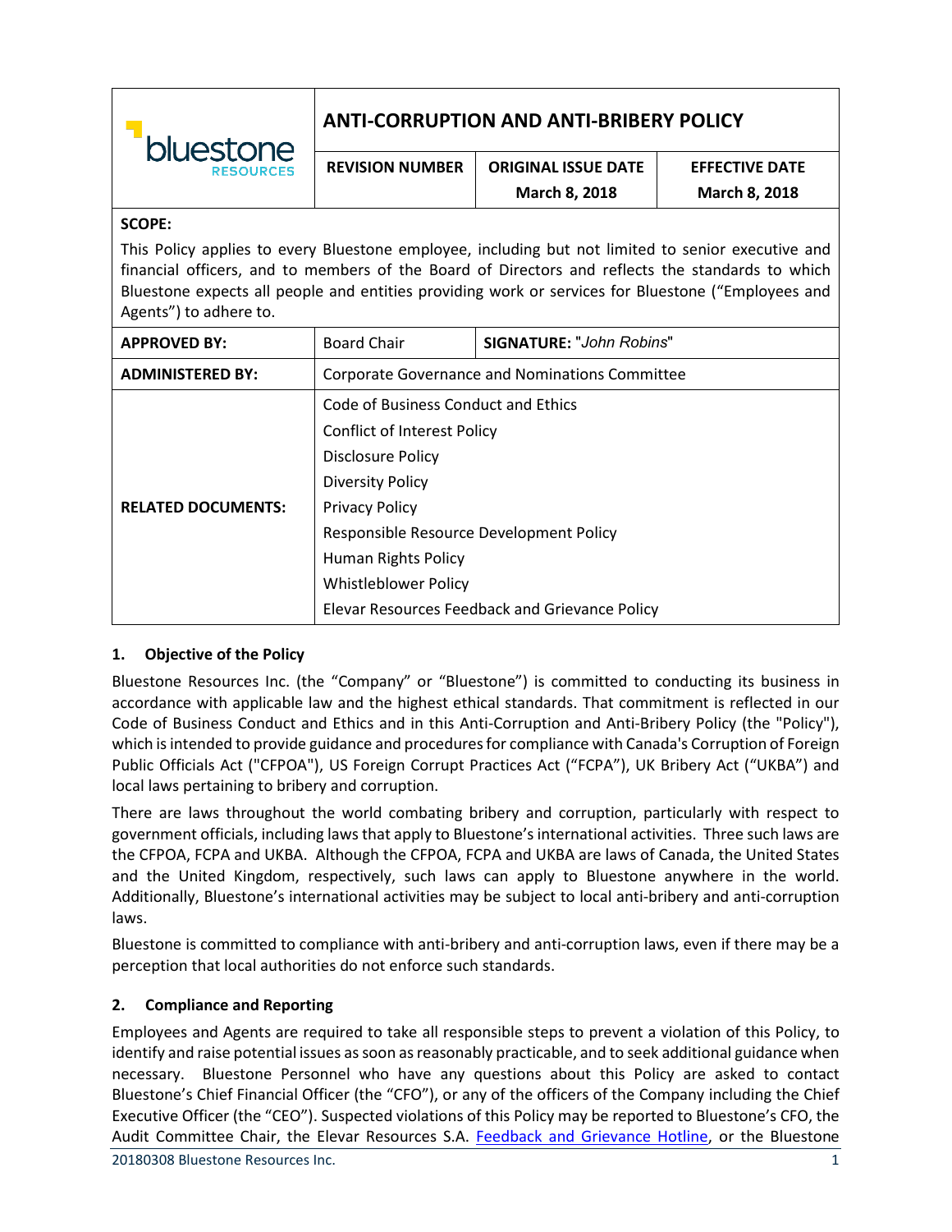| bluestone RESOURCES | ANTI-CORRUPTION AND ANTI-BRIBERY POLICY | | |
|---|---|---|---|
| | **REVISION NUMBER** | **ORIGINAL ISSUE DATE** March 8, 2018 | **EFFECTIVE DATE** March 8, 2018 |

**SCOPE:**

This Policy applies to every Bluestone employee, including but not limited to senior executive and financial officers, and to members of the Board of Directors and reflects the standards to which Bluestone expects all people and entities providing work or services for Bluestone ("Employees and Agents") to adhere to.

| | | |
|---|---|---|
| **APPROVED BY:** | Board Chair | **SIGNATURE:** "*John Robins*" |
| **ADMINISTERED BY:** | Corporate Governance and Nominations Committee | |
| **RELATED DOCUMENTS:** | Code of Business Conduct and Ethics<br>Conflict of Interest Policy<br>Disclosure Policy<br>Diversity Policy<br>Privacy Policy<br>Responsible Resource Development Policy<br>Human Rights Policy<br>Whistleblower Policy<br>Elevar Resources Feedback and Grievance Policy | |

## 1. Objective of the Policy

Bluestone Resources Inc. (the "Company" or "Bluestone") is committed to conducting its business in accordance with applicable law and the highest ethical standards. That commitment is reflected in our Code of Business Conduct and Ethics and in this Anti-Corruption and Anti-Bribery Policy (the "Policy"), which is intended to provide guidance and procedures for compliance with Canada's Corruption of Foreign Public Officials Act ("CFPOA"), US Foreign Corrupt Practices Act ("FCPA"), UK Bribery Act ("UKBA") and local laws pertaining to bribery and corruption.

There are laws throughout the world combating bribery and corruption, particularly with respect to government officials, including laws that apply to Bluestone's international activities. Three such laws are the CFPOA, FCPA and UKBA. Although the CFPOA, FCPA and UKBA are laws of Canada, the United States and the United Kingdom, respectively, such laws can apply to Bluestone anywhere in the world. Additionally, Bluestone's international activities may be subject to local anti-bribery and anti-corruption laws.

Bluestone is committed to compliance with anti-bribery and anti-corruption laws, even if there may be a perception that local authorities do not enforce such standards.

## 2. Compliance and Reporting

Employees and Agents are required to take all responsible steps to prevent a violation of this Policy, to identify and raise potential issues as soon as reasonably practicable, and to seek additional guidance when necessary. Bluestone Personnel who have any questions about this Policy are asked to contact Bluestone's Chief Financial Officer (the "CFO"), or any of the officers of the Company including the Chief Executive Officer (the "CEO"). Suspected violations of this Policy may be reported to Bluestone's CFO, the Audit Committee Chair, the Elevar Resources S.A. Feedback and Grievance Hotline, or the Bluestone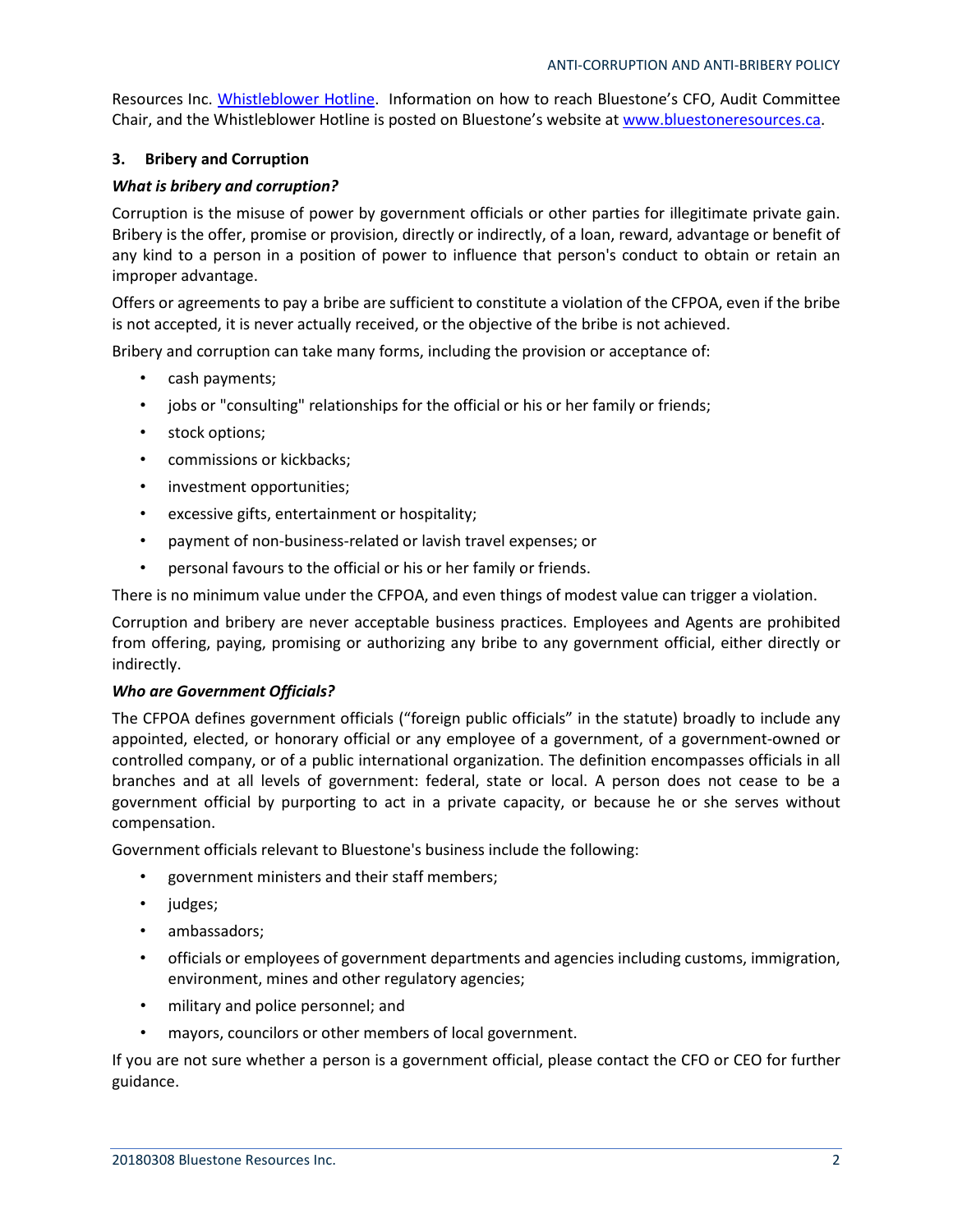Resources Inc. [Whistleblower Hotline](Whistleblower Hotline). Information on how to reach Bluestone's CFO, Audit Committee Chair, and the Whistleblower Hotline is posted on Bluestone's website at [www.bluestoneresources.ca](www.bluestoneresources.ca).

## 3. Bribery and Corruption

***What is bribery and corruption?***

Corruption is the misuse of power by government officials or other parties for illegitimate private gain. Bribery is the offer, promise or provision, directly or indirectly, of a loan, reward, advantage or benefit of any kind to a person in a position of power to influence that person's conduct to obtain or retain an improper advantage.

Offers or agreements to pay a bribe are sufficient to constitute a violation of the CFPOA, even if the bribe is not accepted, it is never actually received, or the objective of the bribe is not achieved.

Bribery and corruption can take many forms, including the provision or acceptance of:

- cash payments;
- jobs or "consulting" relationships for the official or his or her family or friends;
- stock options;
- commissions or kickbacks;
- investment opportunities;
- excessive gifts, entertainment or hospitality;
- payment of non-business-related or lavish travel expenses; or
- personal favours to the official or his or her family or friends.

There is no minimum value under the CFPOA, and even things of modest value can trigger a violation.

Corruption and bribery are never acceptable business practices. Employees and Agents are prohibited from offering, paying, promising or authorizing any bribe to any government official, either directly or indirectly.

***Who are Government Officials?***

The CFPOA defines government officials ("foreign public officials" in the statute) broadly to include any appointed, elected, or honorary official or any employee of a government, of a government-owned or controlled company, or of a public international organization. The definition encompasses officials in all branches and at all levels of government: federal, state or local. A person does not cease to be a government official by purporting to act in a private capacity, or because he or she serves without compensation.

Government officials relevant to Bluestone's business include the following:

- government ministers and their staff members;
- judges;
- ambassadors;
- officials or employees of government departments and agencies including customs, immigration, environment, mines and other regulatory agencies;
- military and police personnel; and
- mayors, councilors or other members of local government.

If you are not sure whether a person is a government official, please contact the CFO or CEO for further guidance.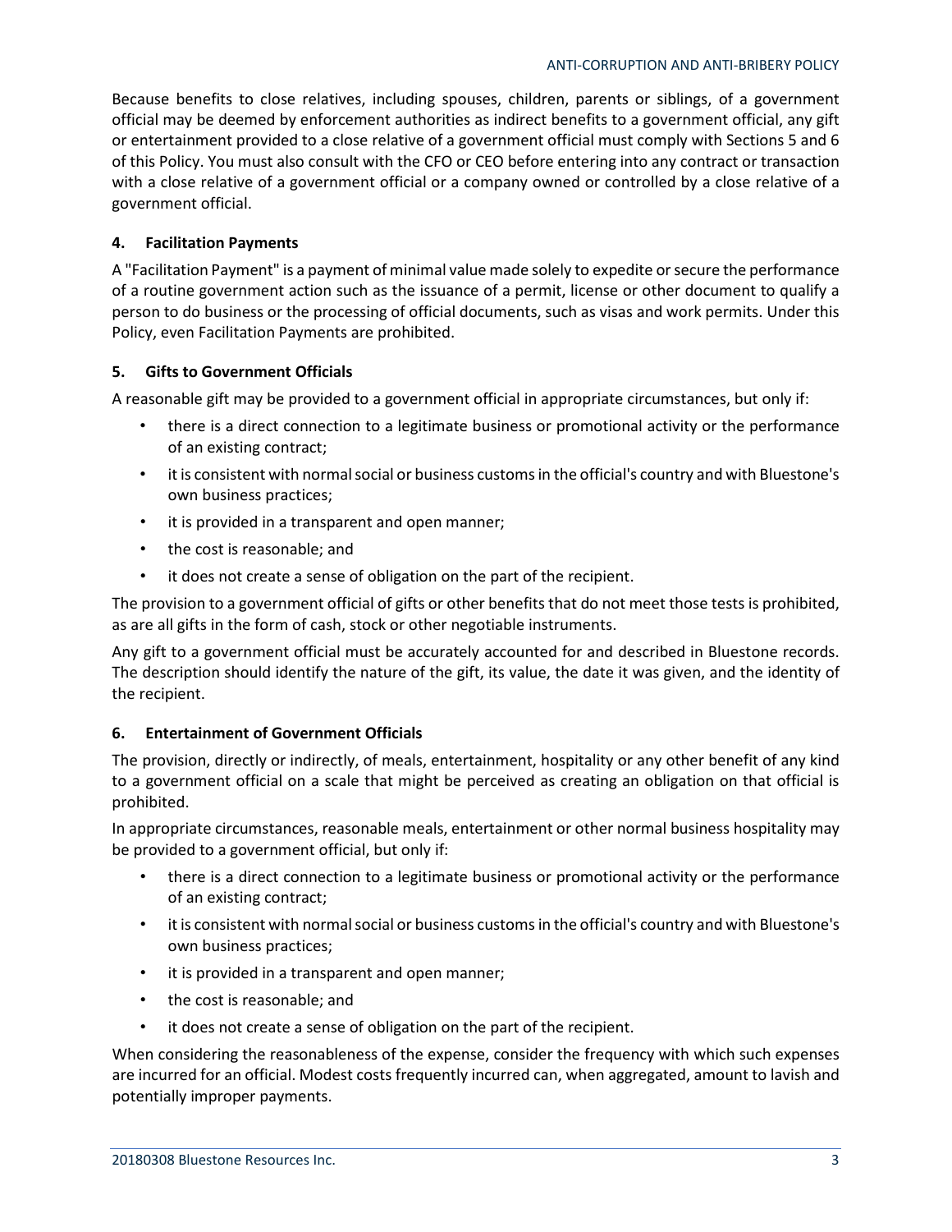Because benefits to close relatives, including spouses, children, parents or siblings, of a government official may be deemed by enforcement authorities as indirect benefits to a government official, any gift or entertainment provided to a close relative of a government official must comply with Sections 5 and 6 of this Policy. You must also consult with the CFO or CEO before entering into any contract or transaction with a close relative of a government official or a company owned or controlled by a close relative of a government official.

## 4. Facilitation Payments

A "Facilitation Payment" is a payment of minimal value made solely to expedite or secure the performance of a routine government action such as the issuance of a permit, license or other document to qualify a person to do business or the processing of official documents, such as visas and work permits. Under this Policy, even Facilitation Payments are prohibited.

## 5. Gifts to Government Officials

A reasonable gift may be provided to a government official in appropriate circumstances, but only if:

- there is a direct connection to a legitimate business or promotional activity or the performance of an existing contract;
- it is consistent with normal social or business customs in the official's country and with Bluestone's own business practices;
- it is provided in a transparent and open manner;
- the cost is reasonable; and
- it does not create a sense of obligation on the part of the recipient.

The provision to a government official of gifts or other benefits that do not meet those tests is prohibited, as are all gifts in the form of cash, stock or other negotiable instruments.

Any gift to a government official must be accurately accounted for and described in Bluestone records. The description should identify the nature of the gift, its value, the date it was given, and the identity of the recipient.

## 6. Entertainment of Government Officials

The provision, directly or indirectly, of meals, entertainment, hospitality or any other benefit of any kind to a government official on a scale that might be perceived as creating an obligation on that official is prohibited.

In appropriate circumstances, reasonable meals, entertainment or other normal business hospitality may be provided to a government official, but only if:

- there is a direct connection to a legitimate business or promotional activity or the performance of an existing contract;
- it is consistent with normal social or business customs in the official's country and with Bluestone's own business practices;
- it is provided in a transparent and open manner;
- the cost is reasonable; and
- it does not create a sense of obligation on the part of the recipient.

When considering the reasonableness of the expense, consider the frequency with which such expenses are incurred for an official. Modest costs frequently incurred can, when aggregated, amount to lavish and potentially improper payments.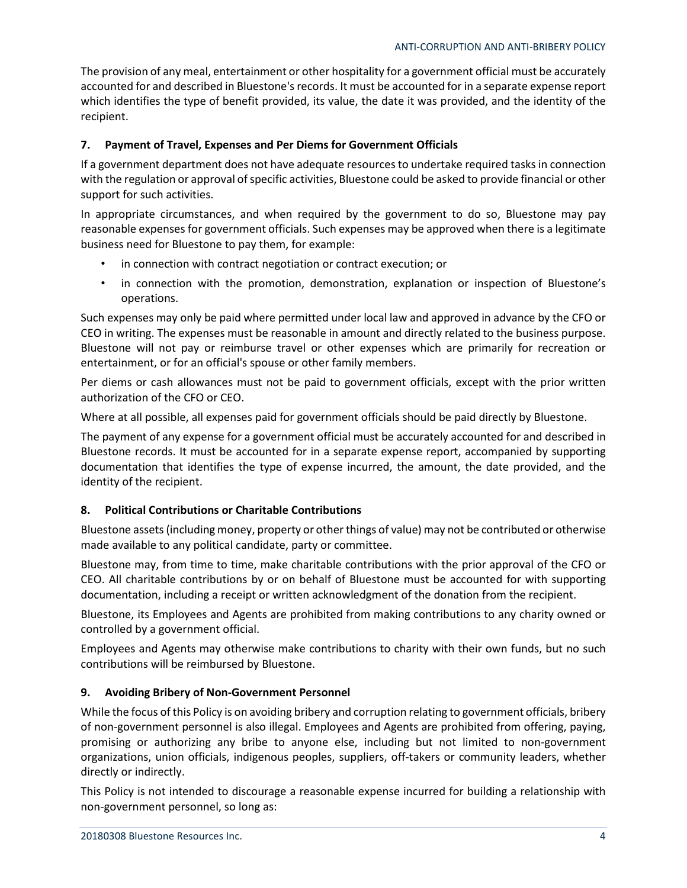The provision of any meal, entertainment or other hospitality for a government official must be accurately accounted for and described in Bluestone's records. It must be accounted for in a separate expense report which identifies the type of benefit provided, its value, the date it was provided, and the identity of the recipient.

## 7. Payment of Travel, Expenses and Per Diems for Government Officials

If a government department does not have adequate resources to undertake required tasks in connection with the regulation or approval of specific activities, Bluestone could be asked to provide financial or other support for such activities.

In appropriate circumstances, and when required by the government to do so, Bluestone may pay reasonable expenses for government officials. Such expenses may be approved when there is a legitimate business need for Bluestone to pay them, for example:

- in connection with contract negotiation or contract execution; or
- in connection with the promotion, demonstration, explanation or inspection of Bluestone's operations.

Such expenses may only be paid where permitted under local law and approved in advance by the CFO or CEO in writing. The expenses must be reasonable in amount and directly related to the business purpose. Bluestone will not pay or reimburse travel or other expenses which are primarily for recreation or entertainment, or for an official's spouse or other family members.

Per diems or cash allowances must not be paid to government officials, except with the prior written authorization of the CFO or CEO.

Where at all possible, all expenses paid for government officials should be paid directly by Bluestone.

The payment of any expense for a government official must be accurately accounted for and described in Bluestone records. It must be accounted for in a separate expense report, accompanied by supporting documentation that identifies the type of expense incurred, the amount, the date provided, and the identity of the recipient.

## 8. Political Contributions or Charitable Contributions

Bluestone assets (including money, property or other things of value) may not be contributed or otherwise made available to any political candidate, party or committee.

Bluestone may, from time to time, make charitable contributions with the prior approval of the CFO or CEO. All charitable contributions by or on behalf of Bluestone must be accounted for with supporting documentation, including a receipt or written acknowledgment of the donation from the recipient.

Bluestone, its Employees and Agents are prohibited from making contributions to any charity owned or controlled by a government official.

Employees and Agents may otherwise make contributions to charity with their own funds, but no such contributions will be reimbursed by Bluestone.

## 9. Avoiding Bribery of Non-Government Personnel

While the focus of this Policy is on avoiding bribery and corruption relating to government officials, bribery of non-government personnel is also illegal. Employees and Agents are prohibited from offering, paying, promising or authorizing any bribe to anyone else, including but not limited to non-government organizations, union officials, indigenous peoples, suppliers, off-takers or community leaders, whether directly or indirectly.

This Policy is not intended to discourage a reasonable expense incurred for building a relationship with non-government personnel, so long as: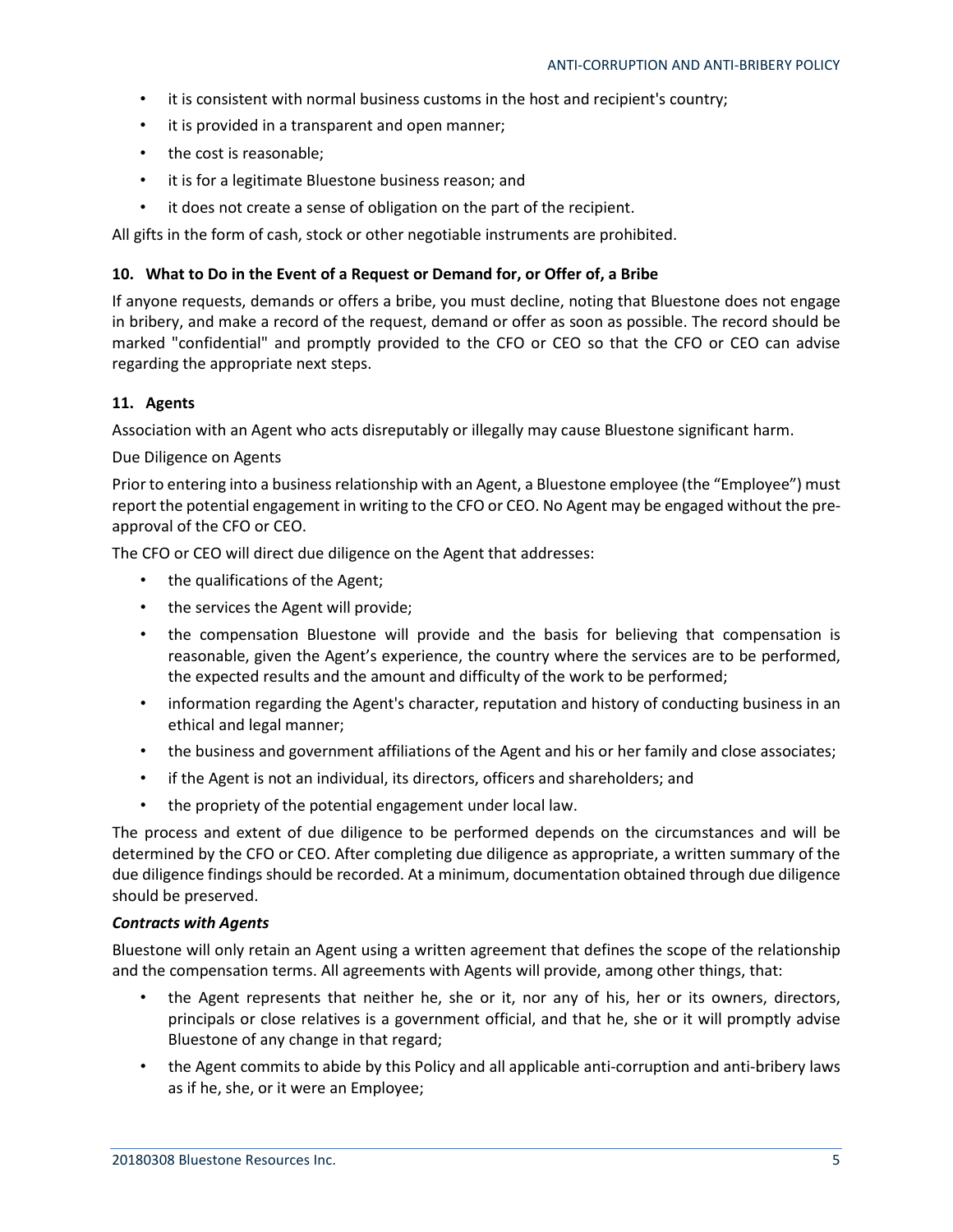- it is consistent with normal business customs in the host and recipient's country;
- it is provided in a transparent and open manner;
- the cost is reasonable;
- it is for a legitimate Bluestone business reason; and
- it does not create a sense of obligation on the part of the recipient.

All gifts in the form of cash, stock or other negotiable instruments are prohibited.

### 10. What to Do in the Event of a Request or Demand for, or Offer of, a Bribe

If anyone requests, demands or offers a bribe, you must decline, noting that Bluestone does not engage in bribery, and make a record of the request, demand or offer as soon as possible. The record should be marked "confidential" and promptly provided to the CFO or CEO so that the CFO or CEO can advise regarding the appropriate next steps.

### 11. Agents

Association with an Agent who acts disreputably or illegally may cause Bluestone significant harm.

Due Diligence on Agents

Prior to entering into a business relationship with an Agent, a Bluestone employee (the "Employee") must report the potential engagement in writing to the CFO or CEO. No Agent may be engaged without the pre-approval of the CFO or CEO.

The CFO or CEO will direct due diligence on the Agent that addresses:

- the qualifications of the Agent;
- the services the Agent will provide;
- the compensation Bluestone will provide and the basis for believing that compensation is reasonable, given the Agent's experience, the country where the services are to be performed, the expected results and the amount and difficulty of the work to be performed;
- information regarding the Agent's character, reputation and history of conducting business in an ethical and legal manner;
- the business and government affiliations of the Agent and his or her family and close associates;
- if the Agent is not an individual, its directors, officers and shareholders; and
- the propriety of the potential engagement under local law.

The process and extent of due diligence to be performed depends on the circumstances and will be determined by the CFO or CEO. After completing due diligence as appropriate, a written summary of the due diligence findings should be recorded. At a minimum, documentation obtained through due diligence should be preserved.

***Contracts with Agents***

Bluestone will only retain an Agent using a written agreement that defines the scope of the relationship and the compensation terms. All agreements with Agents will provide, among other things, that:

- the Agent represents that neither he, she or it, nor any of his, her or its owners, directors, principals or close relatives is a government official, and that he, she or it will promptly advise Bluestone of any change in that regard;
- the Agent commits to abide by this Policy and all applicable anti-corruption and anti-bribery laws as if he, she, or it were an Employee;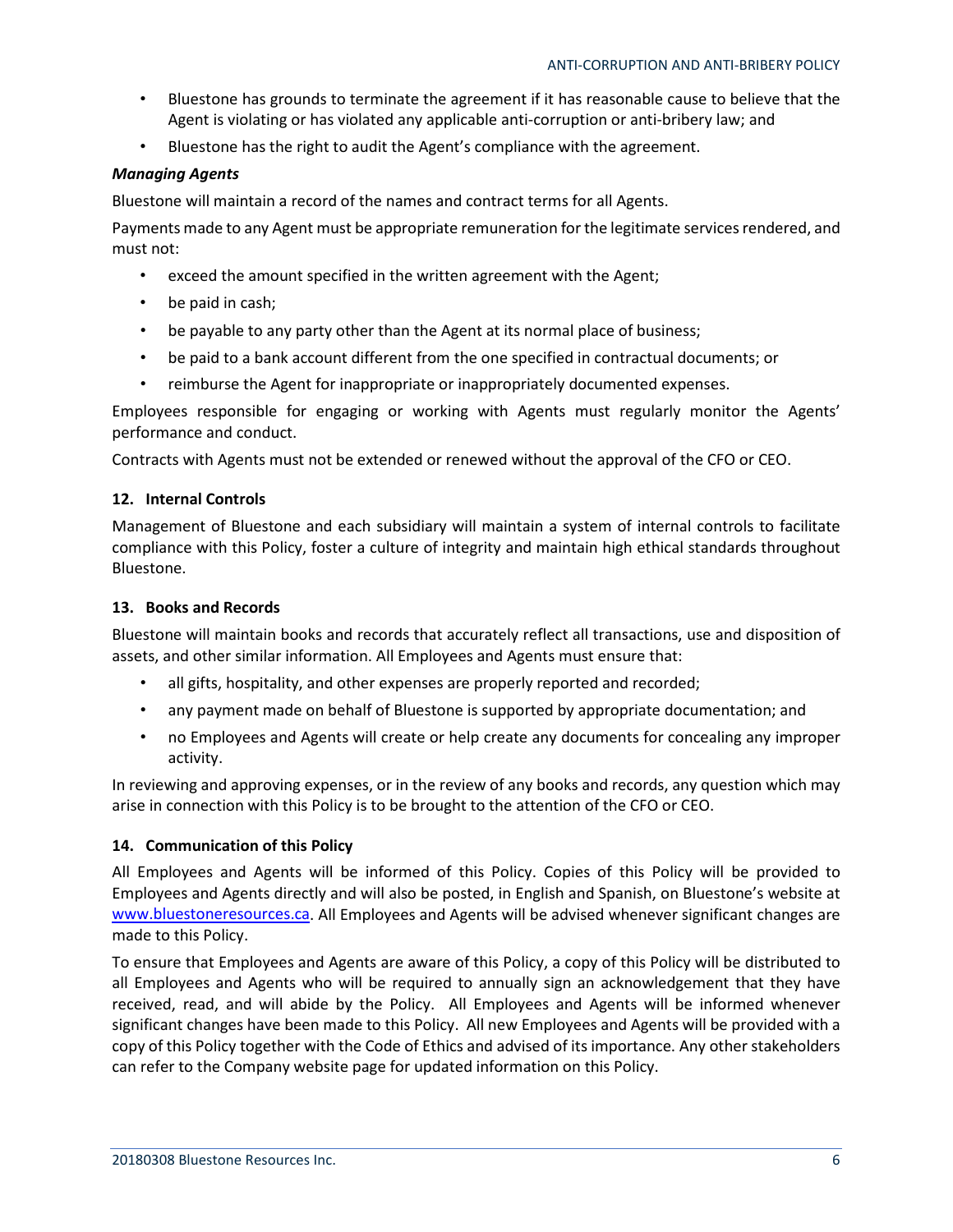- Bluestone has grounds to terminate the agreement if it has reasonable cause to believe that the Agent is violating or has violated any applicable anti-corruption or anti-bribery law; and
- Bluestone has the right to audit the Agent's compliance with the agreement.

***Managing Agents***

Bluestone will maintain a record of the names and contract terms for all Agents.

Payments made to any Agent must be appropriate remuneration for the legitimate services rendered, and must not:

- exceed the amount specified in the written agreement with the Agent;
- be paid in cash;
- be payable to any party other than the Agent at its normal place of business;
- be paid to a bank account different from the one specified in contractual documents; or
- reimburse the Agent for inappropriate or inappropriately documented expenses.

Employees responsible for engaging or working with Agents must regularly monitor the Agents' performance and conduct.

Contracts with Agents must not be extended or renewed without the approval of the CFO or CEO.

**12. Internal Controls**

Management of Bluestone and each subsidiary will maintain a system of internal controls to facilitate compliance with this Policy, foster a culture of integrity and maintain high ethical standards throughout Bluestone.

**13. Books and Records**

Bluestone will maintain books and records that accurately reflect all transactions, use and disposition of assets, and other similar information. All Employees and Agents must ensure that:

- all gifts, hospitality, and other expenses are properly reported and recorded;
- any payment made on behalf of Bluestone is supported by appropriate documentation; and
- no Employees and Agents will create or help create any documents for concealing any improper activity.

In reviewing and approving expenses, or in the review of any books and records, any question which may arise in connection with this Policy is to be brought to the attention of the CFO or CEO.

**14. Communication of this Policy**

All Employees and Agents will be informed of this Policy. Copies of this Policy will be provided to Employees and Agents directly and will also be posted, in English and Spanish, on Bluestone's website at [www.bluestoneresources.ca](www.bluestoneresources.ca). All Employees and Agents will be advised whenever significant changes are made to this Policy.

To ensure that Employees and Agents are aware of this Policy, a copy of this Policy will be distributed to all Employees and Agents who will be required to annually sign an acknowledgement that they have received, read, and will abide by the Policy. All Employees and Agents will be informed whenever significant changes have been made to this Policy. All new Employees and Agents will be provided with a copy of this Policy together with the Code of Ethics and advised of its importance. Any other stakeholders can refer to the Company website page for updated information on this Policy.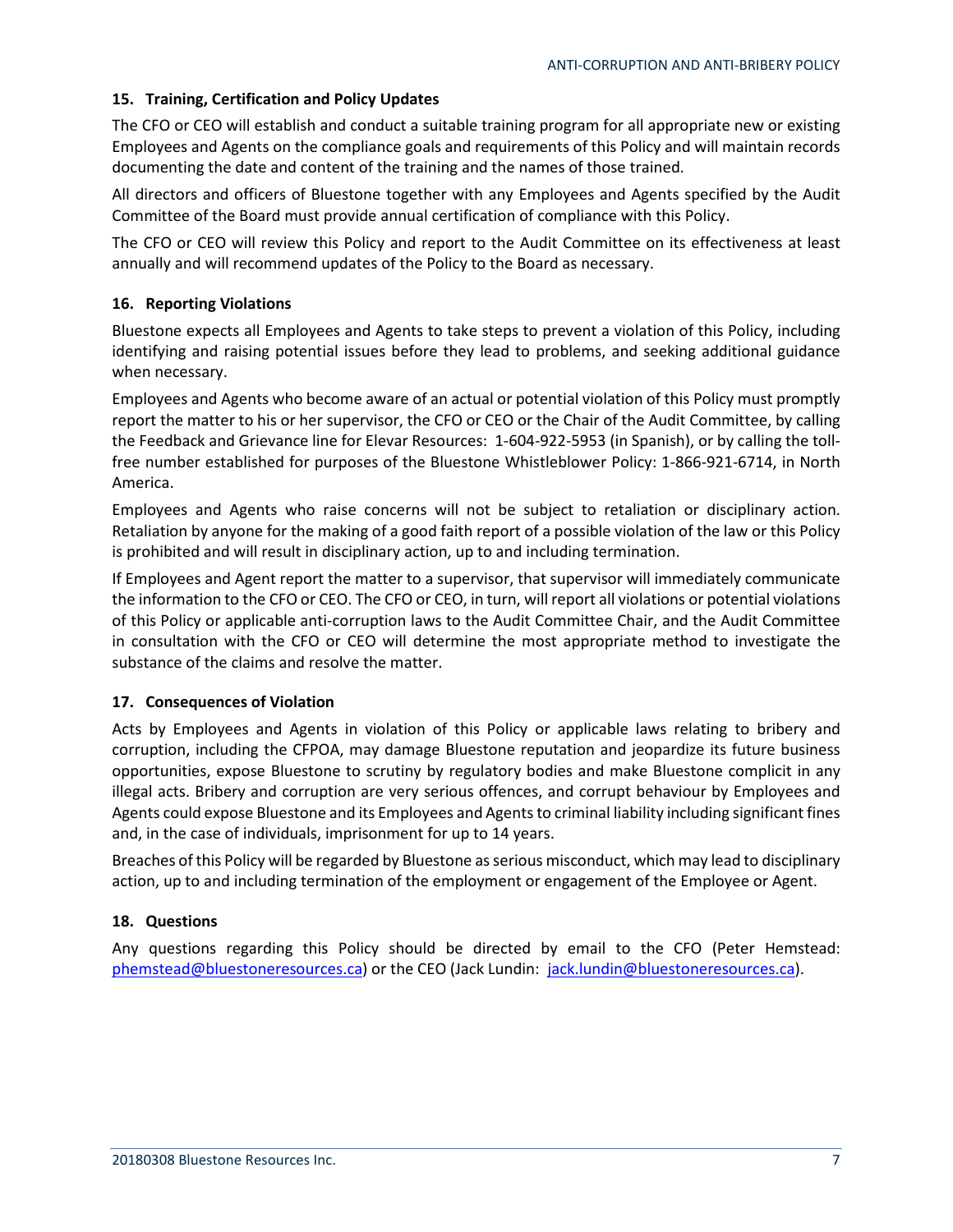### 15. Training, Certification and Policy Updates

The CFO or CEO will establish and conduct a suitable training program for all appropriate new or existing Employees and Agents on the compliance goals and requirements of this Policy and will maintain records documenting the date and content of the training and the names of those trained.

All directors and officers of Bluestone together with any Employees and Agents specified by the Audit Committee of the Board must provide annual certification of compliance with this Policy.

The CFO or CEO will review this Policy and report to the Audit Committee on its effectiveness at least annually and will recommend updates of the Policy to the Board as necessary.

### 16. Reporting Violations

Bluestone expects all Employees and Agents to take steps to prevent a violation of this Policy, including identifying and raising potential issues before they lead to problems, and seeking additional guidance when necessary.

Employees and Agents who become aware of an actual or potential violation of this Policy must promptly report the matter to his or her supervisor, the CFO or CEO or the Chair of the Audit Committee, by calling the Feedback and Grievance line for Elevar Resources: 1-604-922-5953 (in Spanish), or by calling the toll-free number established for purposes of the Bluestone Whistleblower Policy: 1-866-921-6714, in North America.

Employees and Agents who raise concerns will not be subject to retaliation or disciplinary action. Retaliation by anyone for the making of a good faith report of a possible violation of the law or this Policy is prohibited and will result in disciplinary action, up to and including termination.

If Employees and Agent report the matter to a supervisor, that supervisor will immediately communicate the information to the CFO or CEO. The CFO or CEO, in turn, will report all violations or potential violations of this Policy or applicable anti-corruption laws to the Audit Committee Chair, and the Audit Committee in consultation with the CFO or CEO will determine the most appropriate method to investigate the substance of the claims and resolve the matter.

### 17. Consequences of Violation

Acts by Employees and Agents in violation of this Policy or applicable laws relating to bribery and corruption, including the CFPOA, may damage Bluestone reputation and jeopardize its future business opportunities, expose Bluestone to scrutiny by regulatory bodies and make Bluestone complicit in any illegal acts. Bribery and corruption are very serious offences, and corrupt behaviour by Employees and Agents could expose Bluestone and its Employees and Agents to criminal liability including significant fines and, in the case of individuals, imprisonment for up to 14 years.

Breaches of this Policy will be regarded by Bluestone as serious misconduct, which may lead to disciplinary action, up to and including termination of the employment or engagement of the Employee or Agent.

### 18. Questions

Any questions regarding this Policy should be directed by email to the CFO (Peter Hemstead: phemstead@bluestoneresources.ca) or the CEO (Jack Lundin: jack.lundin@bluestoneresources.ca).